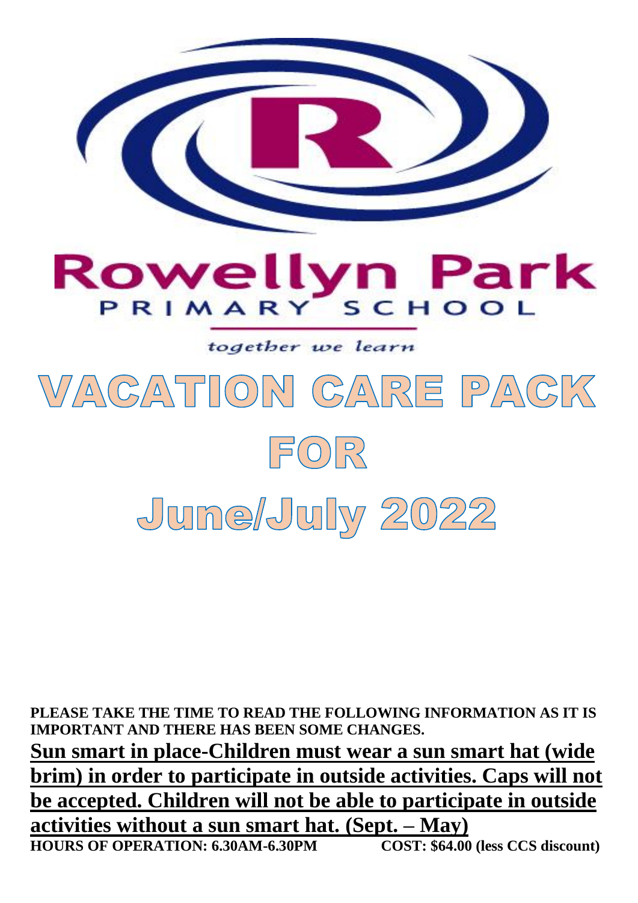# Rowellyn Park

PRIMARY SCHOOL

*together we learn*

# VACATION CARE PACK FOR June/July 2022

**PLEASE TAKE THE TIME TO READ THE FOLLOWING INFORMATION AS IT IS IMPORTANT AND THERE HAS BEEN SOME CHANGES.**

**Sun smart in place-Children must wear a sun smart hat (wide brim) in order to participate in outside activities. Caps will not be accepted. Children will not be able to participate in outside activities without a sun smart hat. (Sept. – May)**

**HOURS OF OPERATION: 6.30AM-6.30PM** **COST: $64.00 (less CCS discount)**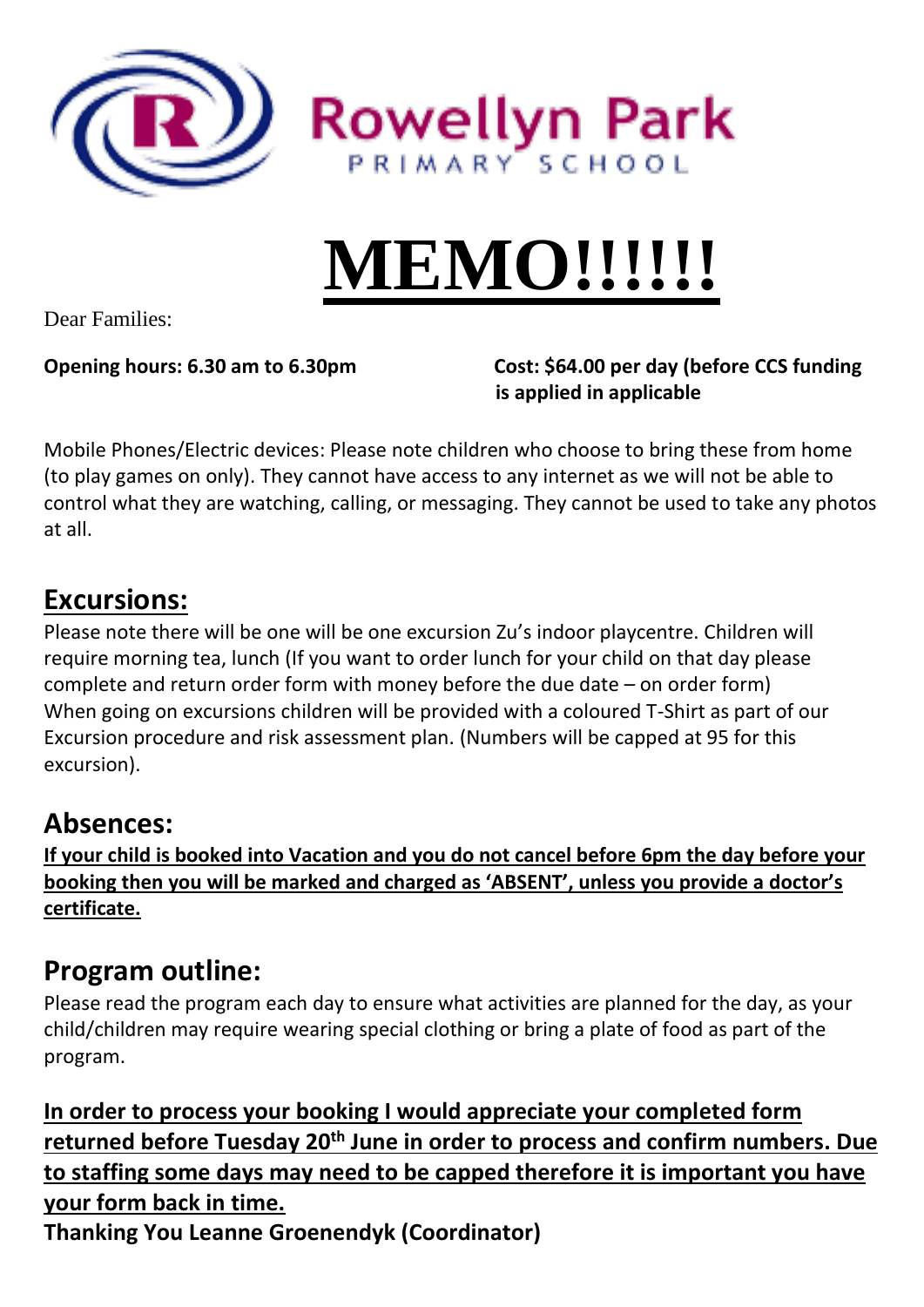Rowellyn Park
PRIMARY SCHOOL

# MEMO!!!!!!

Dear Families:

**Opening hours: 6.30 am to 6.30pm**

**Cost: $64.00 per day (before CCS funding is applied in applicable**

Mobile Phones/Electric devices: Please note children who choose to bring these from home (to play games on only). They cannot have access to any internet as we will not be able to control what they are watching, calling, or messaging. They cannot be used to take any photos at all.

## Excursions:

Please note there will be one will be one excursion Zu's indoor playcentre. Children will require morning tea, lunch (If you want to order lunch for your child on that day please complete and return order form with money before the due date – on order form)
When going on excursions children will be provided with a coloured T-Shirt as part of our Excursion procedure and risk assessment plan. (Numbers will be capped at 95 for this excursion).

## Absences:

**If your child is booked into Vacation and you do not cancel before 6pm the day before your booking then you will be marked and charged as 'ABSENT', unless you provide a doctor's certificate.**

## Program outline:

Please read the program each day to ensure what activities are planned for the day, as your child/children may require wearing special clothing or bring a plate of food as part of the program.

**In order to process your booking I would appreciate your completed form returned before Tuesday 20th June in order to process and confirm numbers. Due to staffing some days may need to be capped therefore it is important you have your form back in time.**

**Thanking You Leanne Groenendyk (Coordinator)**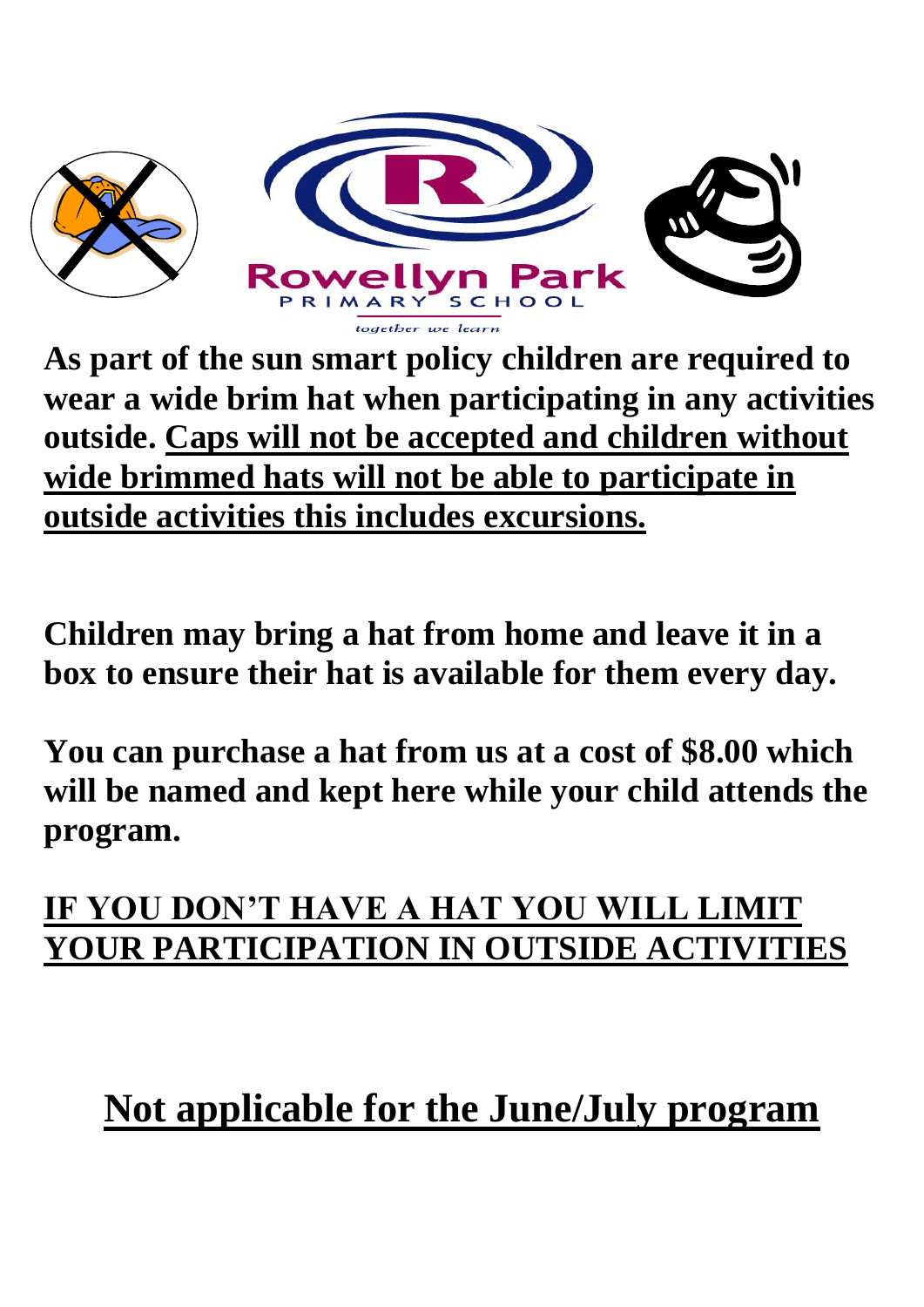Rowellyn Park
PRIMARY SCHOOL
*together we learn*

**As part of the sun smart policy children are required to wear a wide brim hat when participating in any activities outside. Caps will not be accepted and children without wide brimmed hats will not be able to participate in outside activities this includes excursions.**

**Children may bring a hat from home and leave it in a box to ensure their hat is available for them every day.**

**You can purchase a hat from us at a cost of $8.00 which will be named and kept here while your child attends the program.**

**IF YOU DON'T HAVE A HAT YOU WILL LIMIT YOUR PARTICIPATION IN OUTSIDE ACTIVITIES**

## Not applicable for the June/July program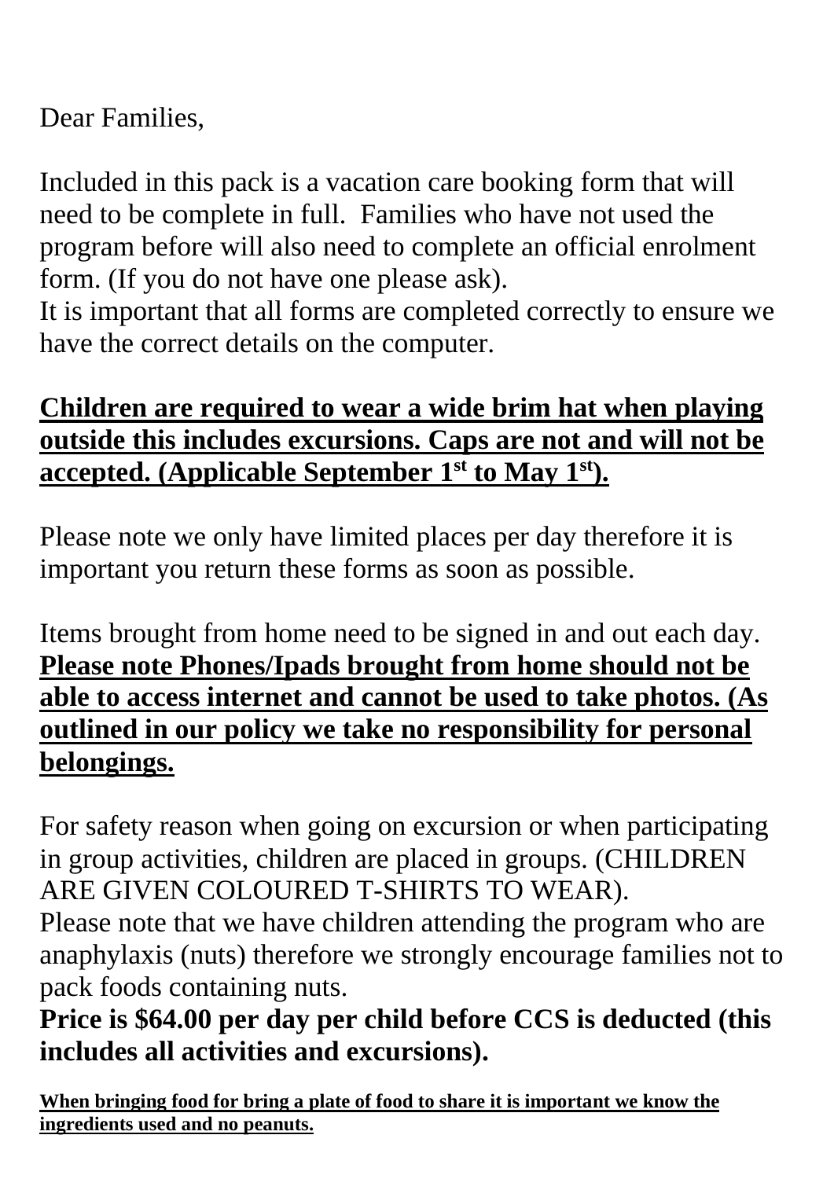Dear Families,

Included in this pack is a vacation care booking form that will need to be complete in full. Families who have not used the program before will also need to complete an official enrolment form. (If you do not have one please ask).
It is important that all forms are completed correctly to ensure we have the correct details on the computer.

**Children are required to wear a wide brim hat when playing outside this includes excursions. Caps are not and will not be accepted. (Applicable September 1st to May 1st).**

Please note we only have limited places per day therefore it is important you return these forms as soon as possible.

Items brought from home need to be signed in and out each day.
**Please note Phones/Ipads brought from home should not be able to access internet and cannot be used to take photos. (As outlined in our policy we take no responsibility for personal belongings.**

For safety reason when going on excursion or when participating in group activities, children are placed in groups. (CHILDREN ARE GIVEN COLOURED T-SHIRTS TO WEAR).
Please note that we have children attending the program who are anaphylaxis (nuts) therefore we strongly encourage families not to pack foods containing nuts.
**Price is $64.00 per day per child before CCS is deducted (this includes all activities and excursions).**

**When bringing food for bring a plate of food to share it is important we know the ingredients used and no peanuts.**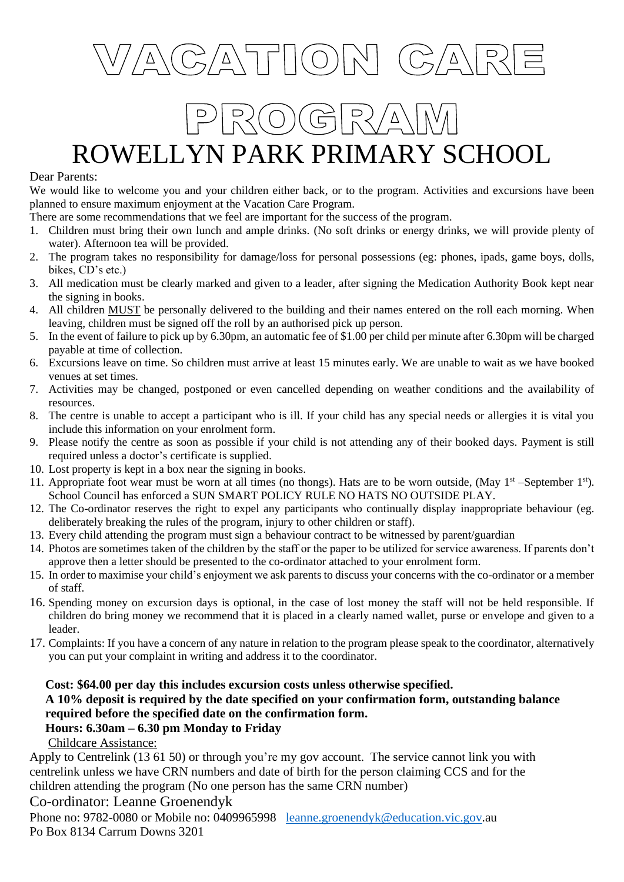# VACATION CARE PROGRAM

# ROWELLYN PARK PRIMARY SCHOOL

Dear Parents:

We would like to welcome you and your children either back, or to the program. Activities and excursions have been planned to ensure maximum enjoyment at the Vacation Care Program.

There are some recommendations that we feel are important for the success of the program.

1. Children must bring their own lunch and ample drinks. (No soft drinks or energy drinks, we will provide plenty of water). Afternoon tea will be provided.
2. The program takes no responsibility for damage/loss for personal possessions (eg: phones, ipads, game boys, dolls, bikes, CD's etc.)
3. All medication must be clearly marked and given to a leader, after signing the Medication Authority Book kept near the signing in books.
4. All children MUST be personally delivered to the building and their names entered on the roll each morning. When leaving, children must be signed off the roll by an authorised pick up person.
5. In the event of failure to pick up by 6.30pm, an automatic fee of $1.00 per child per minute after 6.30pm will be charged payable at time of collection.
6. Excursions leave on time. So children must arrive at least 15 minutes early. We are unable to wait as we have booked venues at set times.
7. Activities may be changed, postponed or even cancelled depending on weather conditions and the availability of resources.
8. The centre is unable to accept a participant who is ill. If your child has any special needs or allergies it is vital you include this information on your enrolment form.
9. Please notify the centre as soon as possible if your child is not attending any of their booked days. Payment is still required unless a doctor's certificate is supplied.
10. Lost property is kept in a box near the signing in books.
11. Appropriate foot wear must be worn at all times (no thongs). Hats are to be worn outside, (May 1st –September 1st). School Council has enforced a SUN SMART POLICY RULE NO HATS NO OUTSIDE PLAY.
12. The Co-ordinator reserves the right to expel any participants who continually display inappropriate behaviour (eg. deliberately breaking the rules of the program, injury to other children or staff).
13. Every child attending the program must sign a behaviour contract to be witnessed by parent/guardian
14. Photos are sometimes taken of the children by the staff or the paper to be utilized for service awareness. If parents don't approve then a letter should be presented to the co-ordinator attached to your enrolment form.
15. In order to maximise your child's enjoyment we ask parents to discuss your concerns with the co-ordinator or a member of staff.
16. Spending money on excursion days is optional, in the case of lost money the staff will not be held responsible. If children do bring money we recommend that it is placed in a clearly named wallet, purse or envelope and given to a leader.
17. Complaints: If you have a concern of any nature in relation to the program please speak to the coordinator, alternatively you can put your complaint in writing and address it to the coordinator.

**Cost: $64.00 per day this includes excursion costs unless otherwise specified.**
**A 10% deposit is required by the date specified on your confirmation form, outstanding balance required before the specified date on the confirmation form.**
**Hours: 6.30am – 6.30 pm Monday to Friday**

Childcare Assistance:

Apply to Centrelink (13 61 50) or through you're my gov account. The service cannot link you with centrelink unless we have CRN numbers and date of birth for the person claiming CCS and for the children attending the program (No one person has the same CRN number)

Co-ordinator: Leanne Groenendyk

Phone no: 9782-0080 or Mobile no: 0409965998 leanne.groenendyk@education.vic.gov.au

Po Box 8134 Carrum Downs 3201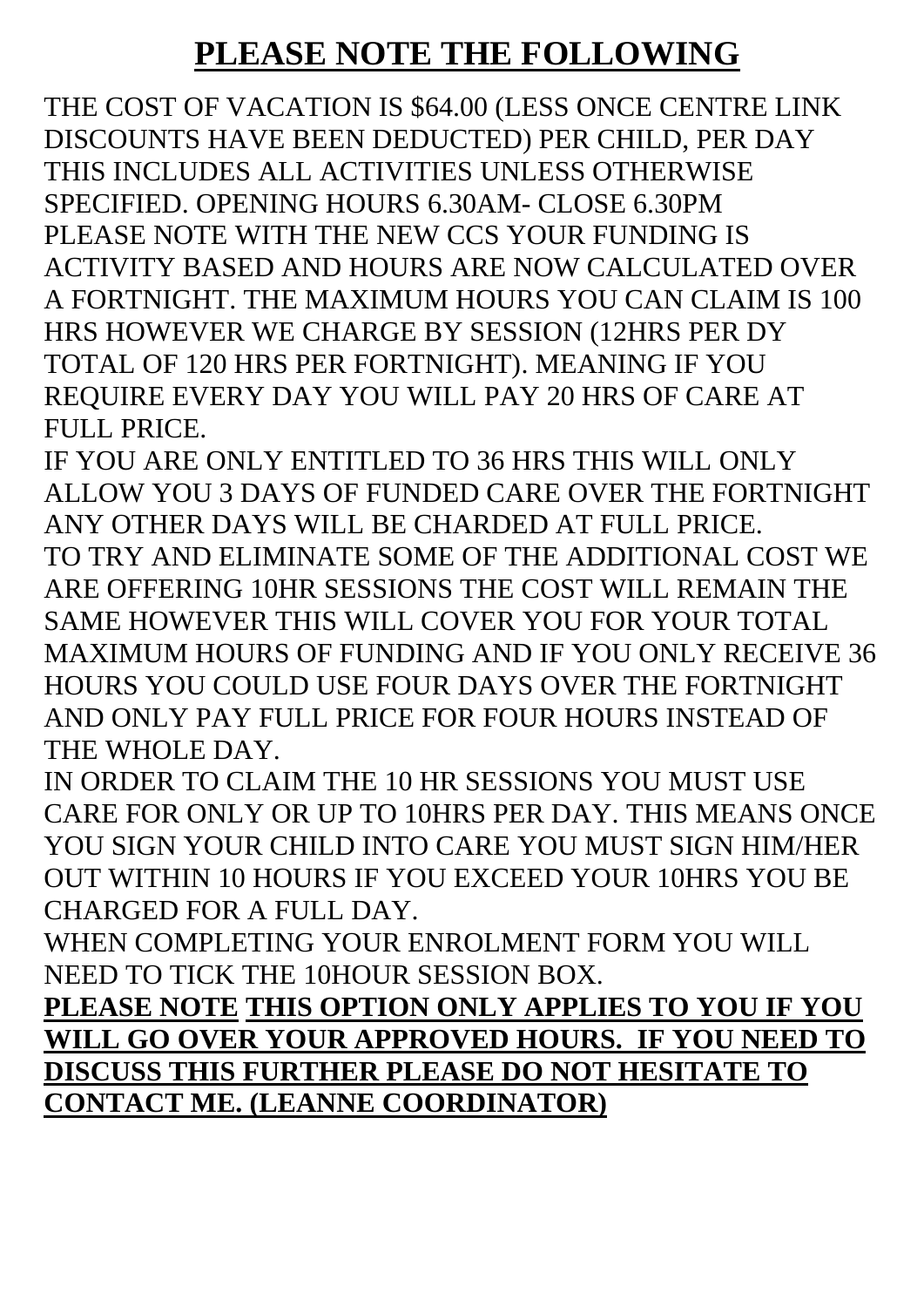# PLEASE NOTE THE FOLLOWING

THE COST OF VACATION IS $64.00 (LESS ONCE CENTRE LINK DISCOUNTS HAVE BEEN DEDUCTED) PER CHILD, PER DAY THIS INCLUDES ALL ACTIVITIES UNLESS OTHERWISE SPECIFIED. OPENING HOURS 6.30AM- CLOSE 6.30PM PLEASE NOTE WITH THE NEW CCS YOUR FUNDING IS ACTIVITY BASED AND HOURS ARE NOW CALCULATED OVER A FORTNIGHT. THE MAXIMUM HOURS YOU CAN CLAIM IS 100 HRS HOWEVER WE CHARGE BY SESSION (12HRS PER DY TOTAL OF 120 HRS PER FORTNIGHT). MEANING IF YOU REQUIRE EVERY DAY YOU WILL PAY 20 HRS OF CARE AT FULL PRICE.

IF YOU ARE ONLY ENTITLED TO 36 HRS THIS WILL ONLY ALLOW YOU 3 DAYS OF FUNDED CARE OVER THE FORTNIGHT ANY OTHER DAYS WILL BE CHARDED AT FULL PRICE.

TO TRY AND ELIMINATE SOME OF THE ADDITIONAL COST WE ARE OFFERING 10HR SESSIONS THE COST WILL REMAIN THE SAME HOWEVER THIS WILL COVER YOU FOR YOUR TOTAL MAXIMUM HOURS OF FUNDING AND IF YOU ONLY RECEIVE 36 HOURS YOU COULD USE FOUR DAYS OVER THE FORTNIGHT AND ONLY PAY FULL PRICE FOR FOUR HOURS INSTEAD OF THE WHOLE DAY.

IN ORDER TO CLAIM THE 10 HR SESSIONS YOU MUST USE CARE FOR ONLY OR UP TO 10HRS PER DAY. THIS MEANS ONCE YOU SIGN YOUR CHILD INTO CARE YOU MUST SIGN HIM/HER OUT WITHIN 10 HOURS IF YOU EXCEED YOUR 10HRS YOU BE CHARGED FOR A FULL DAY.

WHEN COMPLETING YOUR ENROLMENT FORM YOU WILL NEED TO TICK THE 10HOUR SESSION BOX.

**PLEASE NOTE THIS OPTION ONLY APPLIES TO YOU IF YOU WILL GO OVER YOUR APPROVED HOURS. IF YOU NEED TO DISCUSS THIS FURTHER PLEASE DO NOT HESITATE TO CONTACT ME. (LEANNE COORDINATOR)**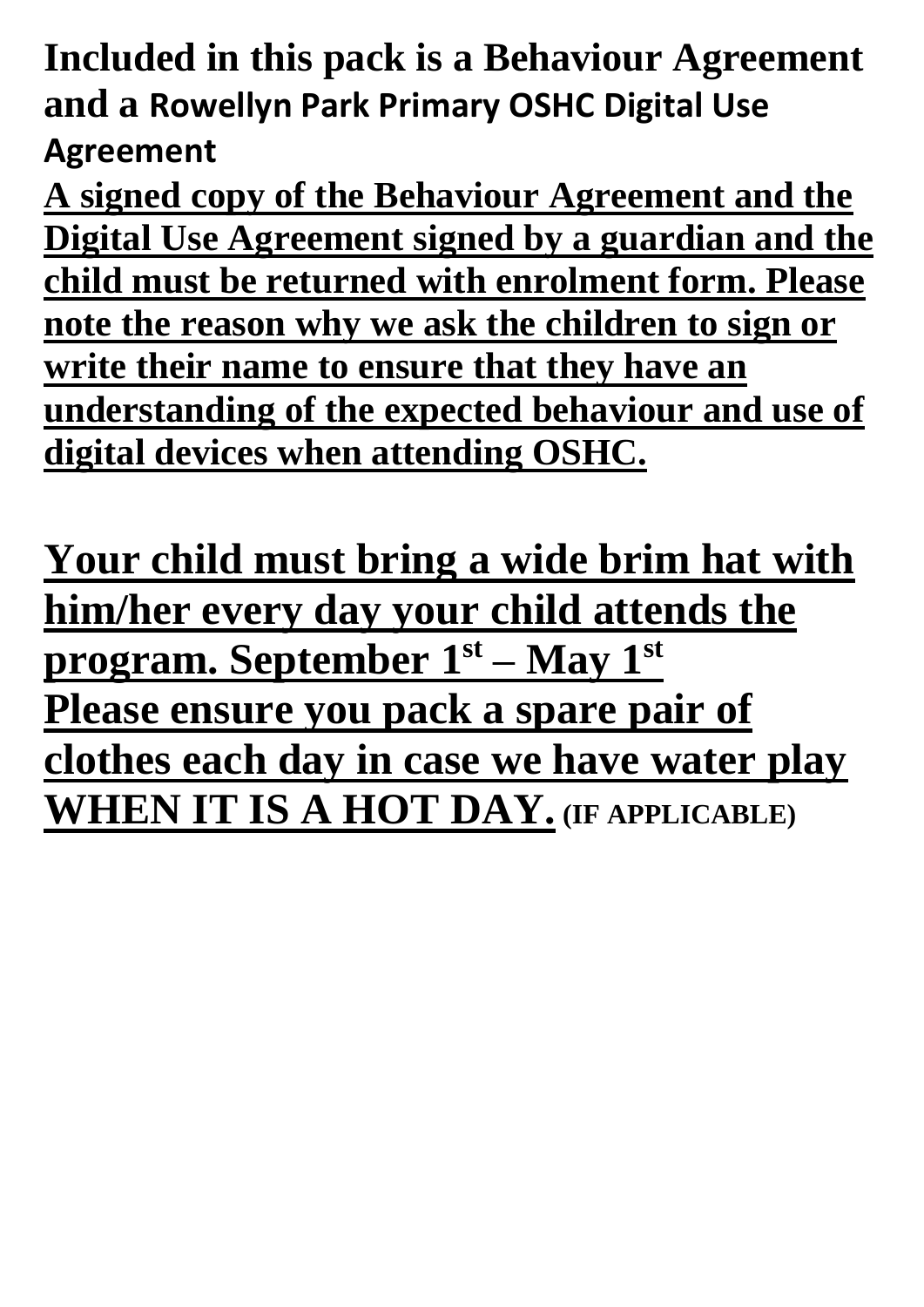**Included in this pack is a Behaviour Agreement and a Rowellyn Park Primary OSHC Digital Use Agreement**

**A signed copy of the Behaviour Agreement and the Digital Use Agreement signed by a guardian and the child must be returned with enrolment form. Please note the reason why we ask the children to sign or write their name to ensure that they have an understanding of the expected behaviour and use of digital devices when attending OSHC.**

**Your child must bring a wide brim hat with him/her every day your child attends the program. September 1st – May 1st**

**Please ensure you pack a spare pair of clothes each day in case we have water play WHEN IT IS A HOT DAY. (IF APPLICABLE)**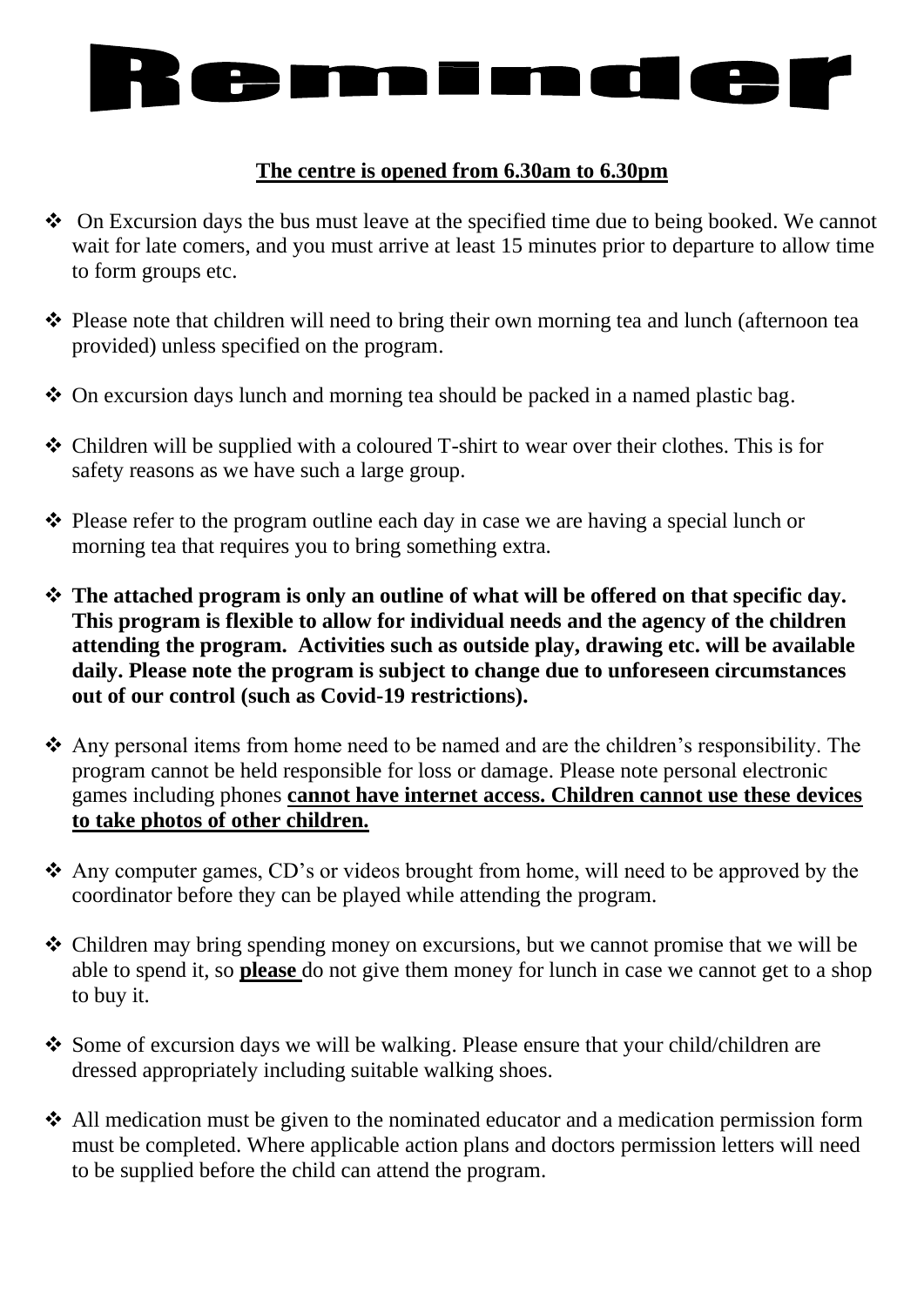# Reminder

**The centre is opened from 6.30am to 6.30pm**

- On Excursion days the bus must leave at the specified time due to being booked. We cannot wait for late comers, and you must arrive at least 15 minutes prior to departure to allow time to form groups etc.
- Please note that children will need to bring their own morning tea and lunch (afternoon tea provided) unless specified on the program.
- On excursion days lunch and morning tea should be packed in a named plastic bag.
- Children will be supplied with a coloured T-shirt to wear over their clothes. This is for safety reasons as we have such a large group.
- Please refer to the program outline each day in case we are having a special lunch or morning tea that requires you to bring something extra.
- **The attached program is only an outline of what will be offered on that specific day. This program is flexible to allow for individual needs and the agency of the children attending the program. Activities such as outside play, drawing etc. will be available daily. Please note the program is subject to change due to unforeseen circumstances out of our control (such as Covid-19 restrictions).**
- Any personal items from home need to be named and are the children's responsibility. The program cannot be held responsible for loss or damage. Please note personal electronic games including phones **cannot have internet access. Children cannot use these devices to take photos of other children.**
- Any computer games, CD's or videos brought from home, will need to be approved by the coordinator before they can be played while attending the program.
- Children may bring spending money on excursions, but we cannot promise that we will be able to spend it, so **please** do not give them money for lunch in case we cannot get to a shop to buy it.
- Some of excursion days we will be walking. Please ensure that your child/children are dressed appropriately including suitable walking shoes.
- All medication must be given to the nominated educator and a medication permission form must be completed. Where applicable action plans and doctors permission letters will need to be supplied before the child can attend the program.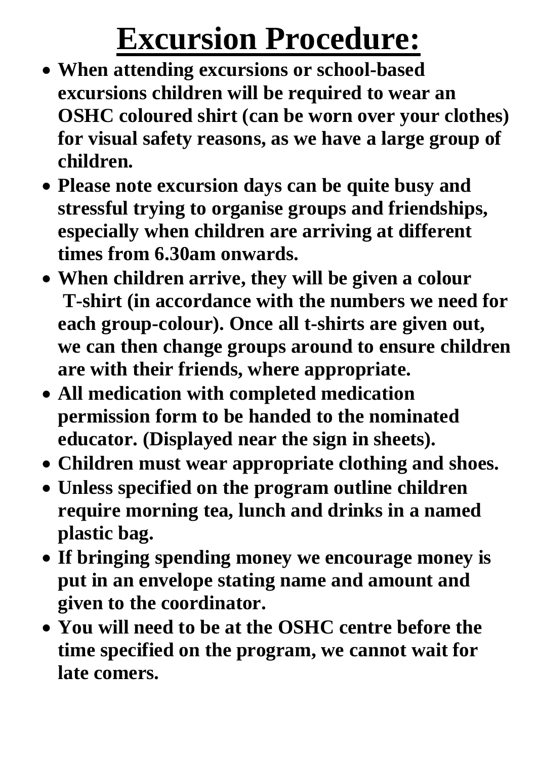# Excursion Procedure:

- **When attending excursions or school-based excursions children will be required to wear an OSHC coloured shirt (can be worn over your clothes) for visual safety reasons, as we have a large group of children.**
- **Please note excursion days can be quite busy and stressful trying to organise groups and friendships, especially when children are arriving at different times from 6.30am onwards.**
- **When children arrive, they will be given a colour T-shirt (in accordance with the numbers we need for each group-colour). Once all t-shirts are given out, we can then change groups around to ensure children are with their friends, where appropriate.**
- **All medication with completed medication permission form to be handed to the nominated educator. (Displayed near the sign in sheets).**
- **Children must wear appropriate clothing and shoes.**
- **Unless specified on the program outline children require morning tea, lunch and drinks in a named plastic bag.**
- **If bringing spending money we encourage money is put in an envelope stating name and amount and given to the coordinator.**
- **You will need to be at the OSHC centre before the time specified on the program, we cannot wait for late comers.**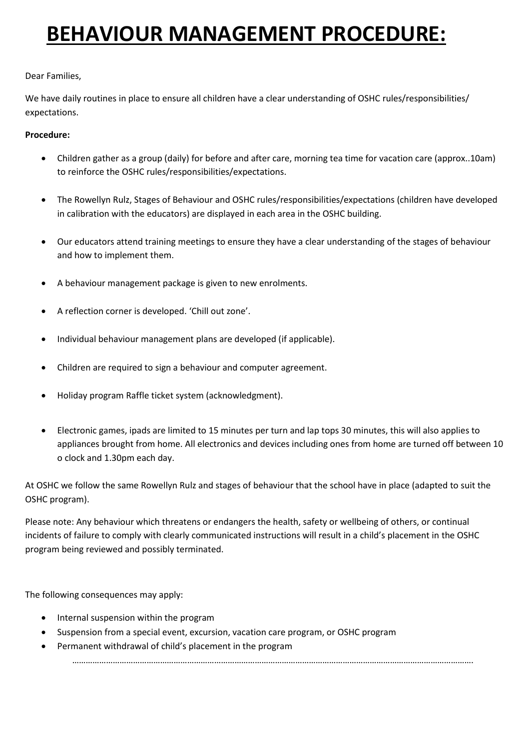# BEHAVIOUR MANAGEMENT PROCEDURE:

Dear Families,

We have daily routines in place to ensure all children have a clear understanding of OSHC rules/responsibilities/ expectations.

**Procedure:**

- Children gather as a group (daily) for before and after care, morning tea time for vacation care (approx..10am) to reinforce the OSHC rules/responsibilities/expectations.
- The Rowellyn Rulz, Stages of Behaviour and OSHC rules/responsibilities/expectations (children have developed in calibration with the educators) are displayed in each area in the OSHC building.
- Our educators attend training meetings to ensure they have a clear understanding of the stages of behaviour and how to implement them.
- A behaviour management package is given to new enrolments.
- A reflection corner is developed. 'Chill out zone'.
- Individual behaviour management plans are developed (if applicable).
- Children are required to sign a behaviour and computer agreement.
- Holiday program Raffle ticket system (acknowledgment).
- Electronic games, ipads are limited to 15 minutes per turn and lap tops 30 minutes, this will also applies to appliances brought from home. All electronics and devices including ones from home are turned off between 10 o clock and 1.30pm each day.

At OSHC we follow the same Rowellyn Rulz and stages of behaviour that the school have in place (adapted to suit the OSHC program).

Please note: Any behaviour which threatens or endangers the health, safety or wellbeing of others, or continual incidents of failure to comply with clearly communicated instructions will result in a child's placement in the OSHC program being reviewed and possibly terminated.

The following consequences may apply:

- Internal suspension within the program
- Suspension from a special event, excursion, vacation care program, or OSHC program
- Permanent withdrawal of child's placement in the program

……………………………………………………………………………………………………………………………………………….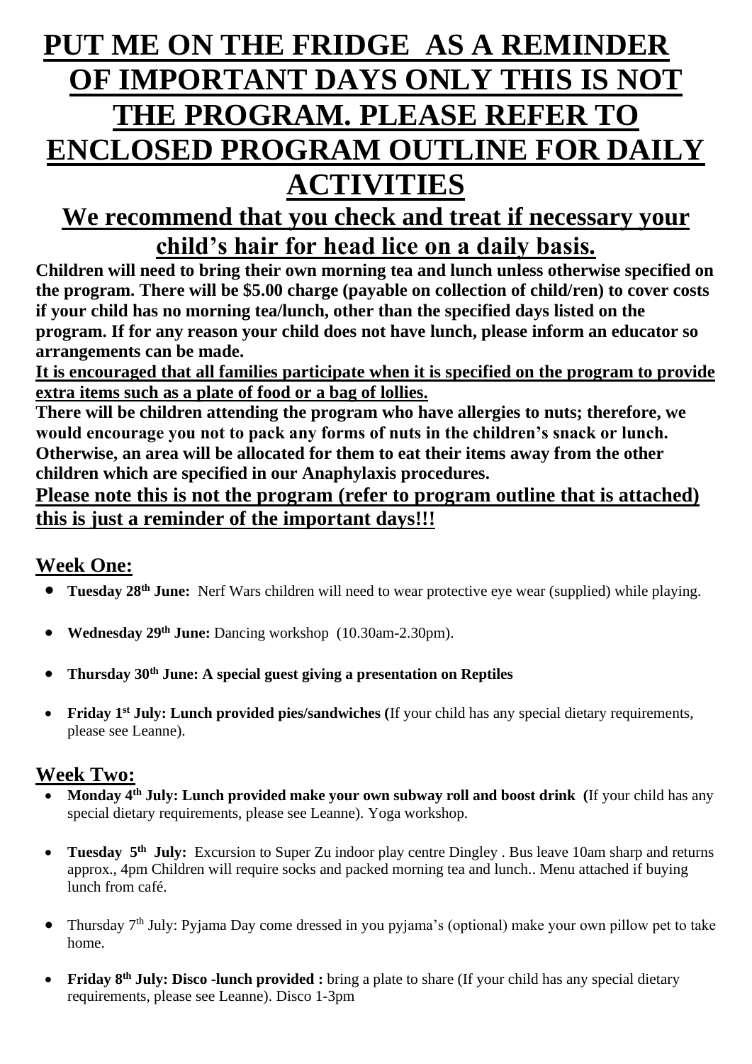# PUT ME ON THE FRIDGE AS A REMINDER OF IMPORTANT DAYS ONLY THIS IS NOT THE PROGRAM. PLEASE REFER TO ENCLOSED PROGRAM OUTLINE FOR DAILY ACTIVITIES

## We recommend that you check and treat if necessary your child's hair for head lice on a daily basis.

**Children will need to bring their own morning tea and lunch unless otherwise specified on the program. There will be $5.00 charge (payable on collection of child/ren) to cover costs if your child has no morning tea/lunch, other than the specified days listed on the program. If for any reason your child does not have lunch, please inform an educator so arrangements can be made.**

**It is encouraged that all families participate when it is specified on the program to provide extra items such as a plate of food or a bag of lollies.**

**There will be children attending the program who have allergies to nuts; therefore, we would encourage you not to pack any forms of nuts in the children's snack or lunch. Otherwise, an area will be allocated for them to eat their items away from the other children which are specified in our Anaphylaxis procedures.**

**Please note this is not the program (refer to program outline that is attached) this is just a reminder of the important days!!!**

## Week One:

- **Tuesday 28th June:** Nerf Wars children will need to wear protective eye wear (supplied) while playing.
- **Wednesday 29th June:** Dancing workshop (10.30am-2.30pm).
- **Thursday 30th June: A special guest giving a presentation on Reptiles**
- **Friday 1st July: Lunch provided pies/sandwiches (**If your child has any special dietary requirements, please see Leanne).

## Week Two:

- **Monday 4th July: Lunch provided make your own subway roll and boost drink (**If your child has any special dietary requirements, please see Leanne). Yoga workshop.
- **Tuesday 5th July:** Excursion to Super Zu indoor play centre Dingley . Bus leave 10am sharp and returns approx., 4pm Children will require socks and packed morning tea and lunch.. Menu attached if buying lunch from café.
- Thursday 7th July: Pyjama Day come dressed in you pyjama's (optional) make your own pillow pet to take home.
- **Friday 8th July: Disco -lunch provided :** bring a plate to share (If your child has any special dietary requirements, please see Leanne). Disco 1-3pm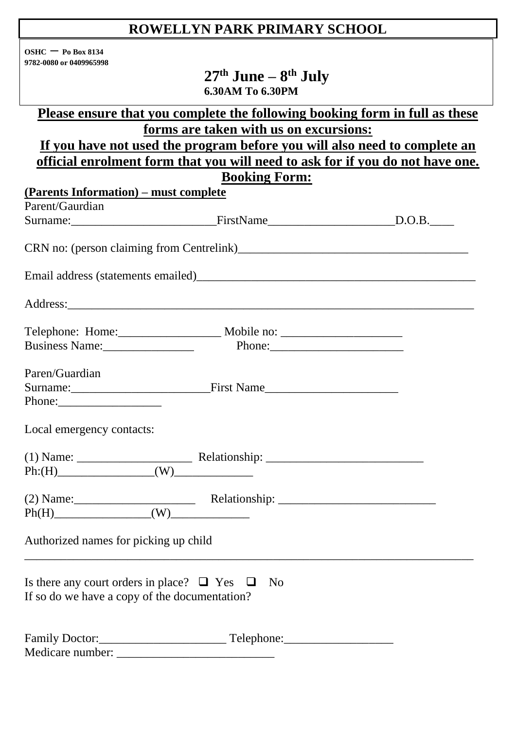# ROWELLYN PARK PRIMARY SCHOOL

**OSHC – Po Box 8134**
**9782-0080 or 0409965998**

## 27th June – 8th July

**6.30AM To 6.30PM**

**Please ensure that you complete the following booking form in full as these forms are taken with us on excursions:**

**If you have not used the program before you will also need to complete an official enrolment form that you will need to ask for if you do not have one.**

**Booking Form:**

**(Parents Information) – must complete**

Parent/Gaurdian
Surname:________________________FirstName_____________________D.O.B.____

CRN no: (person claiming from Centrelink)______________________________________

Email address (statements emailed)______________________________________________

Address:____________________________________________________________________

Telephone: Home:_________________ Mobile no: ____________________
Business Name:_______________ Phone:______________________

Paren/Guardian
Surname:_______________________First Name______________________
Phone:_________________

Local emergency contacts:

(1) Name: ___________________ Relationship: __________________________
Ph:(H)________________(W)_____________

(2) Name:____________________ Relationship: __________________________
Ph(H)________________(W)_____________

Authorized names for picking up child
____________________________________________________________________________

Is there any court orders in place? ❑ Yes ❑ No
If so do we have a copy of the documentation?

Family Doctor:_____________________ Telephone:__________________
Medicare number: __________________________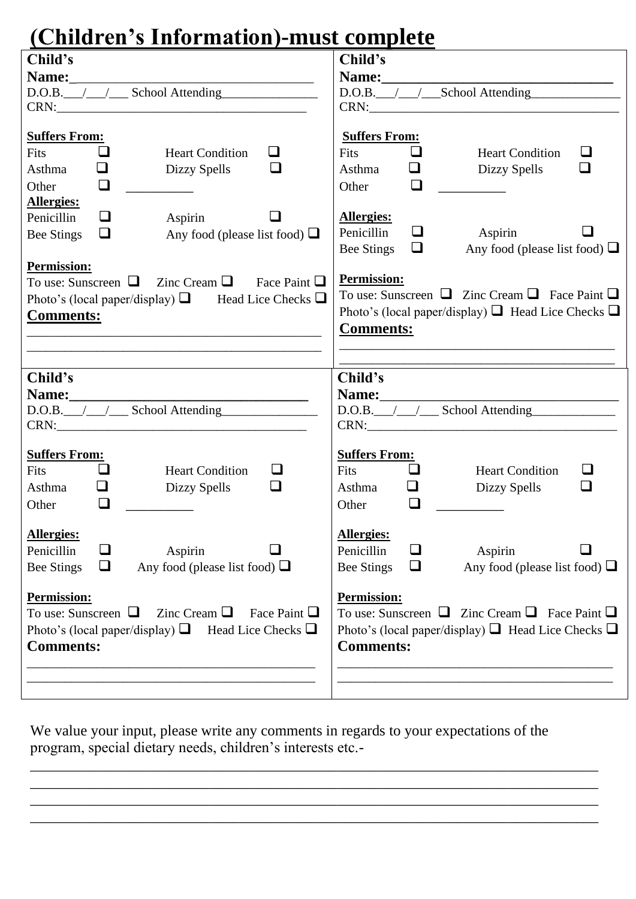# (Children's Information)-must complete

**Child's Name:**___________________________________
D.O.B.___/___/___ School Attending_______________
CRN:_________________________________________

**Suffers From:**
Fits ❑ Heart Condition ❑
Asthma ❑ Dizzy Spells ❑
Other ❑ __________

**Allergies:**
Penicillin ❑ Aspirin ❑
Bee Stings ❑ Any food (please list food) ❑

**Permission:**
To use: Sunscreen ❑ Zinc Cream ❑ Face Paint ❑
Photo's (local paper/display) ❑ Head Lice Checks ❑

**Comments:**
_____________________________________________
_____________________________________________

---

**Child's Name:**_______________________________
D.O.B.___/___/___School Attending______________
CRN:_________________________________________

**Suffers From:**
Fits ❑ Heart Condition ❑
Asthma ❑ Dizzy Spells ❑
Other ❑ __________

**Allergies:**
Penicillin ❑ Aspirin ❑
Bee Stings ❑ Any food (please list food) ❑

**Permission:**
To use: Sunscreen ❑ Zinc Cream ❑ Face Paint ❑
Photo's (local paper/display) ❑ Head Lice Checks ❑

**Comments:**
_____________________________________________
_____________________________________________

---

**Child's Name:**________________________________
D.O.B.___/___/___ School Attending_______________
CRN:_________________________________________

**Suffers From:**
Fits ❑ Heart Condition ❑
Asthma ❑ Dizzy Spells ❑
Other ❑ __________

**Allergies:**
Penicillin ❑ Aspirin ❑
Bee Stings ❑ Any food (please list food) ❑

**Permission:**
To use: Sunscreen ❑ Zinc Cream ❑ Face Paint ❑
Photo's (local paper/display) ❑ Head Lice Checks ❑

**Comments:**
_____________________________________________
_____________________________________________

---

**Child's Name:**__________________________________
D.O.B.___/___/___ School Attending_____________
CRN:_________________________________________

**Suffers From:**
Fits ❑ Heart Condition ❑
Asthma ❑ Dizzy Spells ❑
Other ❑ __________

**Allergies:**
Penicillin ❑ Aspirin ❑
Bee Stings ❑ Any food (please list food) ❑

**Permission:**
To use: Sunscreen ❑ Zinc Cream ❑ Face Paint ❑
Photo's (local paper/display) ❑ Head Lice Checks ❑

**Comments:**
_____________________________________________
_____________________________________________

---

We value your input, please write any comments in regards to your expectations of the program, special dietary needs, children's interests etc.-

_____________________________________________________________________________
_____________________________________________________________________________
_____________________________________________________________________________
_____________________________________________________________________________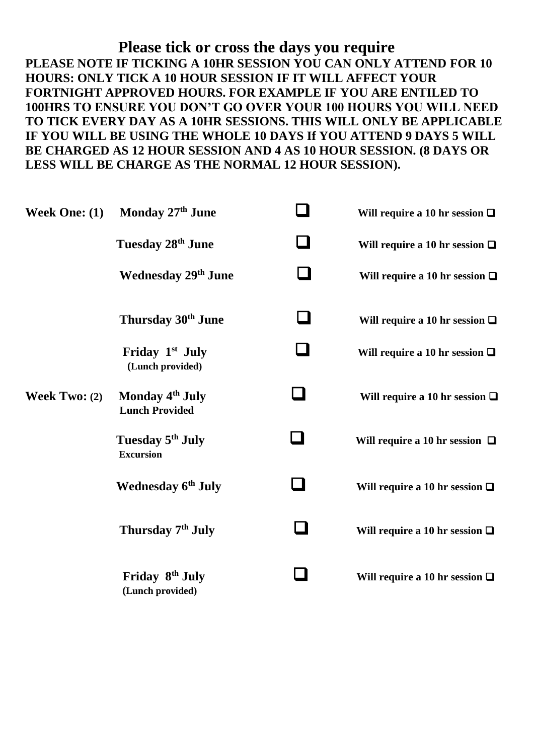## Please tick or cross the days you require

**PLEASE NOTE IF TICKING A 10HR SESSION YOU CAN ONLY ATTEND FOR 10 HOURS: ONLY TICK A 10 HOUR SESSION IF IT WILL AFFECT YOUR FORTNIGHT APPROVED HOURS. FOR EXAMPLE IF YOU ARE ENTILED TO 100HRS TO ENSURE YOU DON'T GO OVER YOUR 100 HOURS YOU WILL NEED TO TICK EVERY DAY AS A 10HR SESSIONS. THIS WILL ONLY BE APPLICABLE IF YOU WILL BE USING THE WHOLE 10 DAYS If YOU ATTEND 9 DAYS 5 WILL BE CHARGED AS 12 HOUR SESSION AND 4 AS 10 HOUR SESSION. (8 DAYS OR LESS WILL BE CHARGE AS THE NORMAL 12 HOUR SESSION).**

| | | | |
|---|---|---|---|
| **Week One: (1)** | **Monday 27th June** | ❑ | **Will require a 10 hr session** ❑ |
| | **Tuesday 28th June** | ❑ | **Will require a 10 hr session** ❑ |
| | **Wednesday 29th June** | ❑ | **Will require a 10 hr session** ❑ |
| | **Thursday 30th June** | ❑ | **Will require a 10 hr session** ❑ |
| | **Friday 1st July** (Lunch provided) | ❑ | **Will require a 10 hr session** ❑ |
| **Week Two: (2)** | **Monday 4th July** Lunch Provided | ❑ | **Will require a 10 hr session** ❑ |
| | **Tuesday 5th July** Excursion | ❑ | **Will require a 10 hr session** ❑ |
| | **Wednesday 6th July** | ❑ | **Will require a 10 hr session** ❑ |
| | **Thursday 7th July** | ❑ | **Will require a 10 hr session** ❑ |
| | **Friday 8th July** (Lunch provided) | ❑ | **Will require a 10 hr session** ❑ |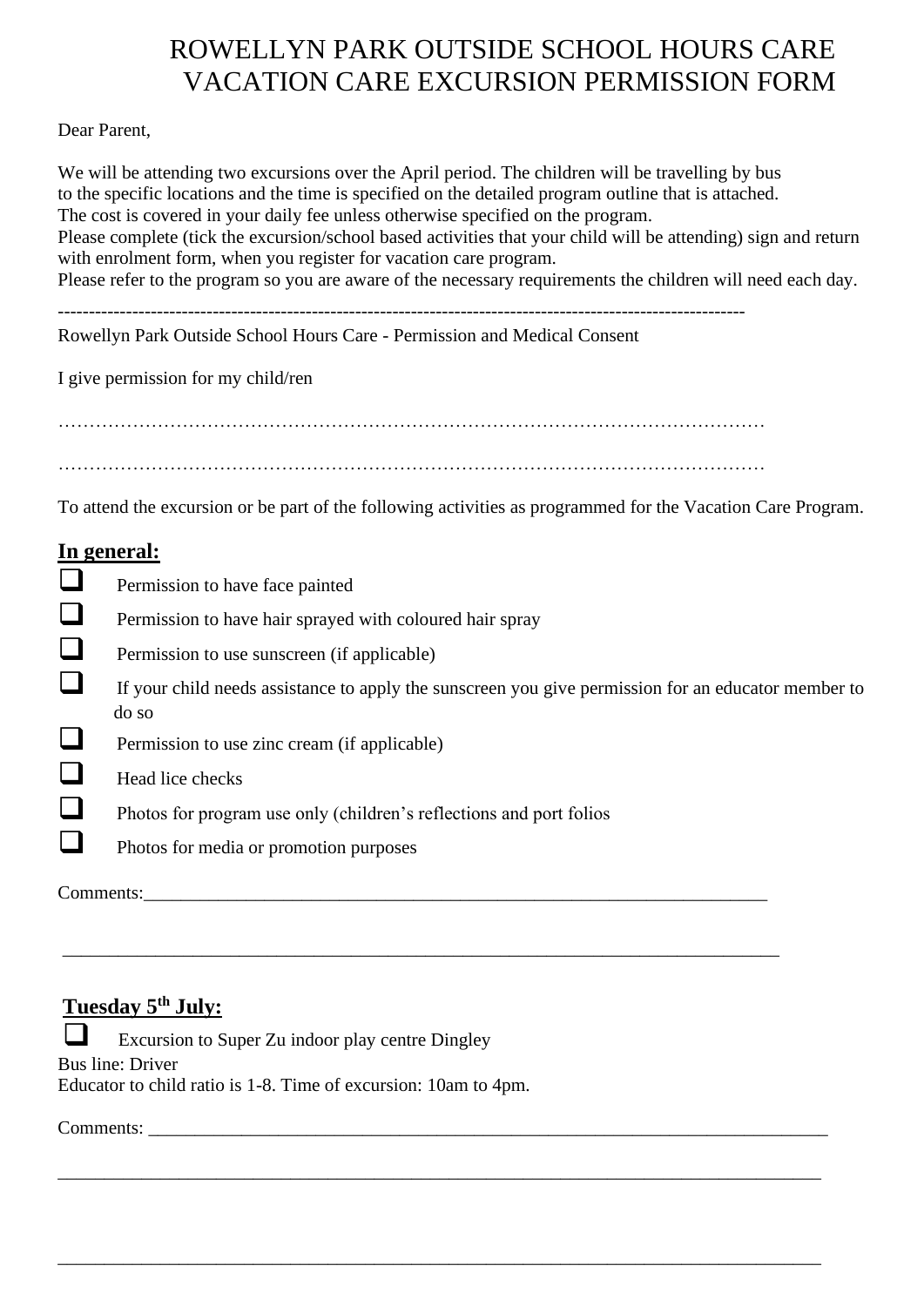# ROWELLYN PARK OUTSIDE SCHOOL HOURS CARE VACATION CARE EXCURSION PERMISSION FORM

Dear Parent,

We will be attending two excursions over the April period. The children will be travelling by bus to the specific locations and the time is specified on the detailed program outline that is attached. The cost is covered in your daily fee unless otherwise specified on the program.
Please complete (tick the excursion/school based activities that your child will be attending) sign and return with enrolment form, when you register for vacation care program.
Please refer to the program so you are aware of the necessary requirements the children will need each day.

---

Rowellyn Park Outside School Hours Care - Permission and Medical Consent

I give permission for my child/ren

……………………………………………………………………………………………………

……………………………………………………………………………………………………

To attend the excursion or be part of the following activities as programmed for the Vacation Care Program.

## In general:

- ☐ Permission to have face painted
- ☐ Permission to have hair sprayed with coloured hair spray
- ☐ Permission to use sunscreen (if applicable)
- ☐ If your child needs assistance to apply the sunscreen you give permission for an educator member to do so
- ☐ Permission to use zinc cream (if applicable)
- ☐ Head lice checks
- ☐ Photos for program use only (children's reflections and port folios
- ☐ Photos for media or promotion purposes

Comments:_______________________________________________________________________

________________________________________________________________________________

## Tuesday 5th July:

☐ Excursion to Super Zu indoor play centre Dingley

Bus line: Driver
Educator to child ratio is 1-8. Time of excursion: 10am to 4pm.

Comments: _______________________________________________________________________

________________________________________________________________________________

________________________________________________________________________________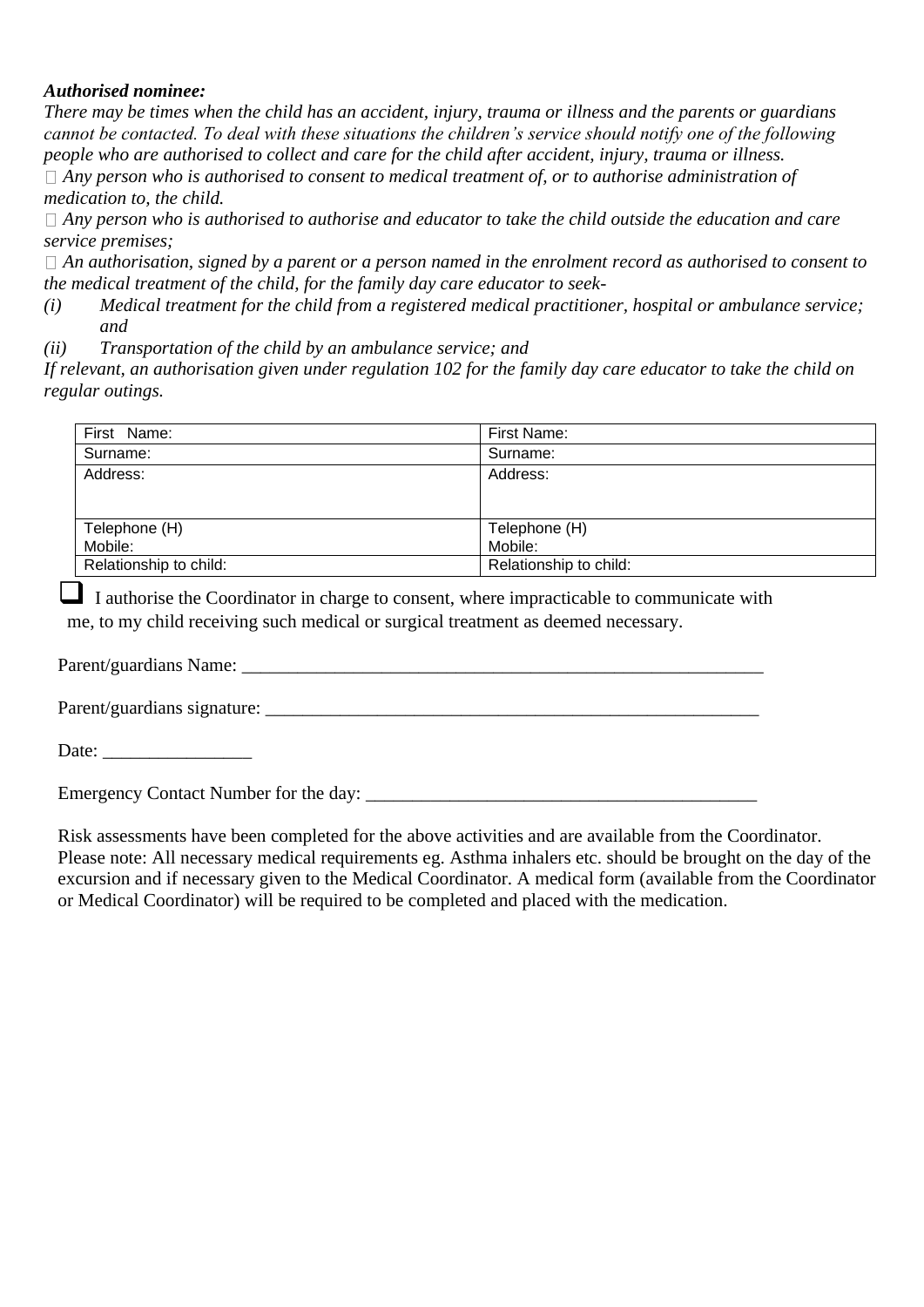***Authorised nominee:***

*There may be times when the child has an accident, injury, trauma or illness and the parents or guardians cannot be contacted. To deal with these situations the children's service should notify one of the following people who are authorised to collect and care for the child after accident, injury, trauma or illness.*

-  *Any person who is authorised to consent to medical treatment of, or to authorise administration of medication to, the child.*
-  *Any person who is authorised to authorise and educator to take the child outside the education and care service premises;*
-  *An authorisation, signed by a parent or a person named in the enrolment record as authorised to consent to the medical treatment of the child, for the family day care educator to seek-*

*(i) Medical treatment for the child from a registered medical practitioner, hospital or ambulance service; and*

*(ii) Transportation of the child by an ambulance service; and*

*If relevant, an authorisation given under regulation 102 for the family day care educator to take the child on regular outings.*

| First Name: | First Name: |
|---|---|
| Surname: | Surname: |
| Address: | Address: |
| Telephone (H)<br>Mobile: | Telephone (H)<br>Mobile: |
| Relationship to child: | Relationship to child: |

☐ I authorise the Coordinator in charge to consent, where impracticable to communicate with me, to my child receiving such medical or surgical treatment as deemed necessary.

Parent/guardians Name: ___________________________________________________________

Parent/guardians signature: _______________________________________________________

Date: ________________

Emergency Contact Number for the day: ___________________________________________

Risk assessments have been completed for the above activities and are available from the Coordinator. Please note: All necessary medical requirements eg. Asthma inhalers etc. should be brought on the day of the excursion and if necessary given to the Medical Coordinator. A medical form (available from the Coordinator or Medical Coordinator) will be required to be completed and placed with the medication.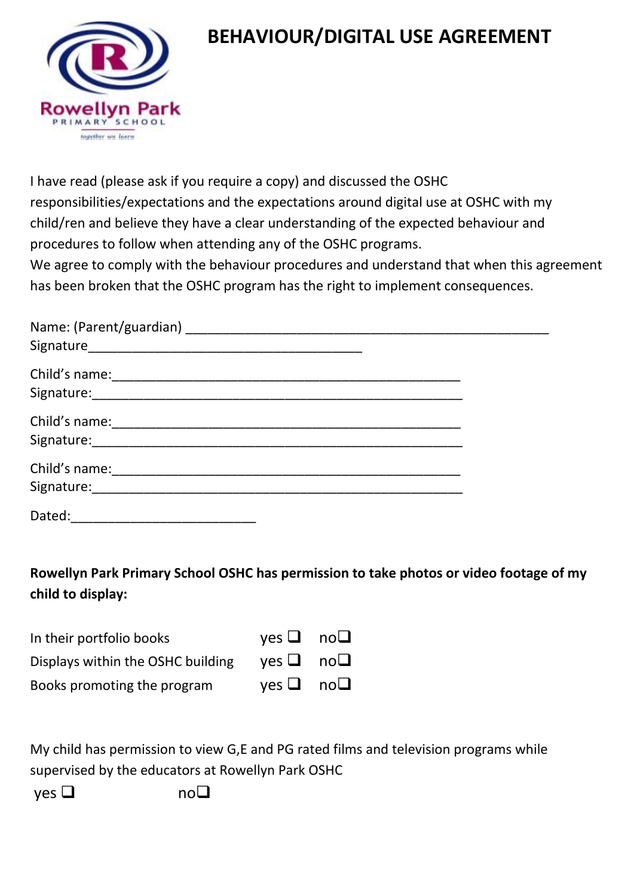# BEHAVIOUR/DIGITAL USE AGREEMENT

Rowellyn Park PRIMARY SCHOOL together we learn

I have read (please ask if you require a copy) and discussed the OSHC responsibilities/expectations and the expectations around digital use at OSHC with my child/ren and believe they have a clear understanding of the expected behaviour and procedures to follow when attending any of the OSHC programs.
We agree to comply with the behaviour procedures and understand that when this agreement has been broken that the OSHC program has the right to implement consequences.

Name: (Parent/guardian) ___________________________________________________
Signature______________________________________

Child's name:_________________________________________________
Signature:____________________________________________________

Child's name:_________________________________________________
Signature:____________________________________________________

Child's name:_________________________________________________
Signature:____________________________________________________

Dated:__________________________

**Rowellyn Park Primary School OSHC has permission to take photos or video footage of my child to display:**

| | | |
|---|---|---|
| In their portfolio books | yes ❑ | no❑ |
| Displays within the OSHC building | yes ❑ | no❑ |
| Books promoting the program | yes ❑ | no❑ |

My child has permission to view G,E and PG rated films and television programs while supervised by the educators at Rowellyn Park OSHC

yes ❑ no❑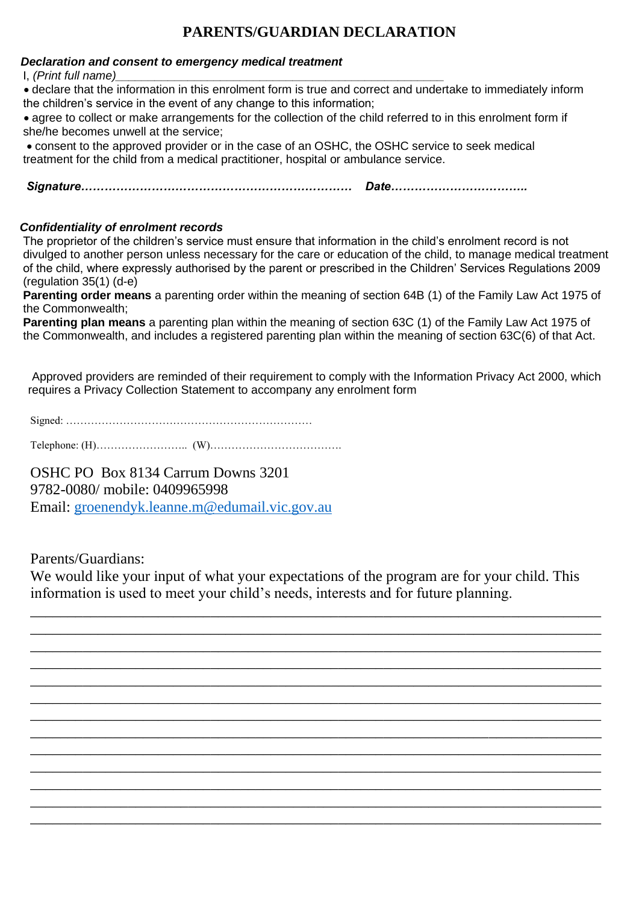# PARENTS/GUARDIAN DECLARATION

***Declaration and consent to emergency medical treatment***

I, *(Print full name)*_______________________________________________

- declare that the information in this enrolment form is true and correct and undertake to immediately inform the children's service in the event of any change to this information;
- agree to collect or make arrangements for the collection of the child referred to in this enrolment form if she/he becomes unwell at the service;
- consent to the approved provider or in the case of an OSHC, the OSHC service to seek medical treatment for the child from a medical practitioner, hospital or ambulance service.

***Signature…………………………………………………………… Date……………………………..***

***Confidentiality of enrolment records***

The proprietor of the children's service must ensure that information in the child's enrolment record is not divulged to another person unless necessary for the care or education of the child, to manage medical treatment of the child, where expressly authorised by the parent or prescribed in the Children' Services Regulations 2009 (regulation 35(1) (d-e)

**Parenting order means** a parenting order within the meaning of section 64B (1) of the Family Law Act 1975 of the Commonwealth;

**Parenting plan means** a parenting plan within the meaning of section 63C (1) of the Family Law Act 1975 of the Commonwealth, and includes a registered parenting plan within the meaning of section 63C(6) of that Act.

Approved providers are reminded of their requirement to comply with the Information Privacy Act 2000, which requires a Privacy Collection Statement to accompany any enrolment form

Signed: ……………………………………………………………

Telephone: (H)…………………….. (W)……………………………….

OSHC PO Box 8134 Carrum Downs 3201
9782-0080/ mobile: 0409965998
Email: groenendyk.leanne.m@edumail.vic.gov.au

Parents/Guardians:

We would like your input of what your expectations of the program are for your child. This information is used to meet your child's needs, interests and for future planning.

______________________________________________________________________________
______________________________________________________________________________
______________________________________________________________________________
______________________________________________________________________________
______________________________________________________________________________
______________________________________________________________________________
______________________________________________________________________________
______________________________________________________________________________
______________________________________________________________________________
______________________________________________________________________________
______________________________________________________________________________
______________________________________________________________________________
______________________________________________________________________________